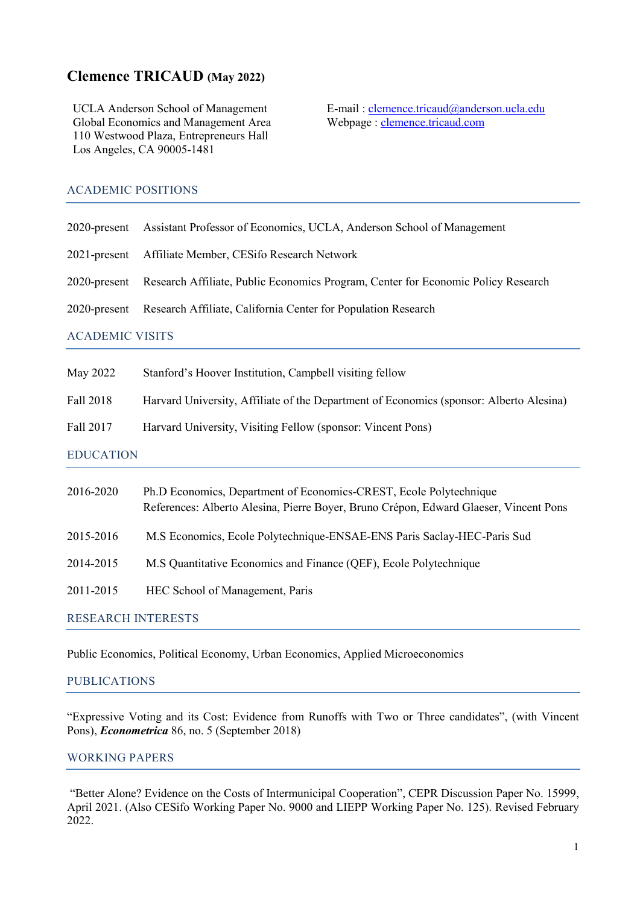# Clemence TRICAUD (May 2022)

UCLA Anderson School of Management
Global Economics and Management Area
110 Westwood Plaza, Entrepreneurs Hall
Los Angeles, CA 90005-1481

E-mail : [clemence.tricaud@anderson.ucla.edu](mailto:clemence.tricaud@anderson.ucla.edu)
Webpage : [clemence.tricaud.com](clemence.tricaud.com)

## ACADEMIC POSITIONS

| | |
|---|---|
| 2020-present | Assistant Professor of Economics, UCLA, Anderson School of Management |
| 2021-present | Affiliate Member, CESifo Research Network |
| 2020-present | Research Affiliate, Public Economics Program, Center for Economic Policy Research |
| 2020-present | Research Affiliate, California Center for Population Research |

## ACADEMIC VISITS

| | |
|---|---|
| May 2022 | Stanford's Hoover Institution, Campbell visiting fellow |
| Fall 2018 | Harvard University, Affiliate of the Department of Economics (sponsor: Alberto Alesina) |
| Fall 2017 | Harvard University, Visiting Fellow (sponsor: Vincent Pons) |

## EDUCATION

| | |
|---|---|
| 2016-2020 | Ph.D Economics, Department of Economics-CREST, Ecole Polytechnique<br>References: Alberto Alesina, Pierre Boyer, Bruno Crépon, Edward Glaeser, Vincent Pons |
| 2015-2016 | M.S Economics, Ecole Polytechnique-ENSAE-ENS Paris Saclay-HEC-Paris Sud |
| 2014-2015 | M.S Quantitative Economics and Finance (QEF), Ecole Polytechnique |
| 2011-2015 | HEC School of Management, Paris |

## RESEARCH INTERESTS

Public Economics, Political Economy, Urban Economics, Applied Microeconomics

## PUBLICATIONS

"Expressive Voting and its Cost: Evidence from Runoffs with Two or Three candidates", (with Vincent Pons), ***Econometrica*** 86, no. 5 (September 2018)

## WORKING PAPERS

"Better Alone? Evidence on the Costs of Intermunicipal Cooperation", CEPR Discussion Paper No. 15999, April 2021. (Also CESifo Working Paper No. 9000 and LIEPP Working Paper No. 125). Revised February 2022.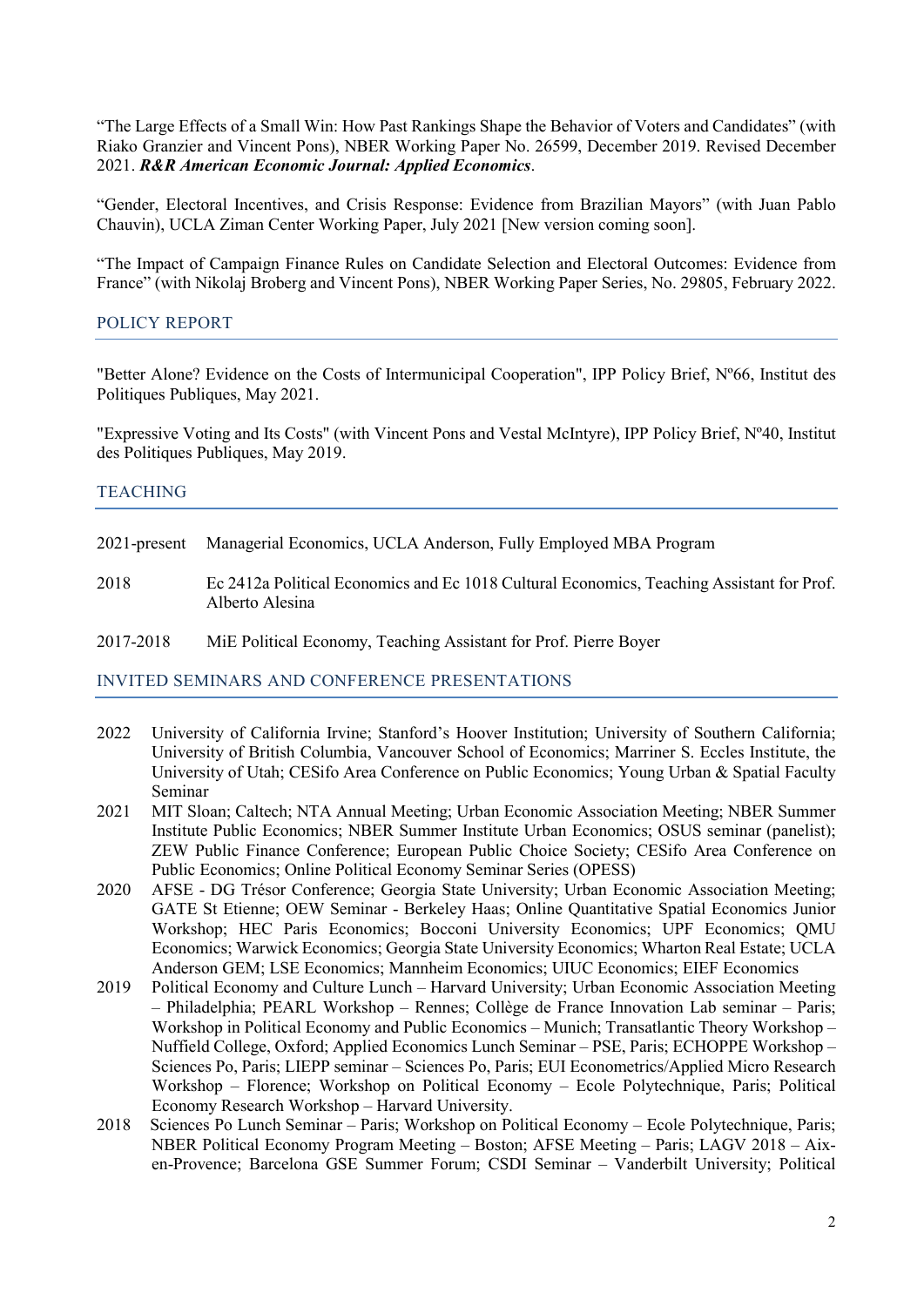"The Large Effects of a Small Win: How Past Rankings Shape the Behavior of Voters and Candidates" (with Riako Granzier and Vincent Pons), NBER Working Paper No. 26599, December 2019. Revised December 2021. ***R&R American Economic Journal: Applied Economics***.

"Gender, Electoral Incentives, and Crisis Response: Evidence from Brazilian Mayors" (with Juan Pablo Chauvin), UCLA Ziman Center Working Paper, July 2021 [New version coming soon].

"The Impact of Campaign Finance Rules on Candidate Selection and Electoral Outcomes: Evidence from France" (with Nikolaj Broberg and Vincent Pons), NBER Working Paper Series, No. 29805, February 2022.

## POLICY REPORT

"Better Alone? Evidence on the Costs of Intermunicipal Cooperation", IPP Policy Brief, Nº66, Institut des Politiques Publiques, May 2021.

"Expressive Voting and Its Costs" (with Vincent Pons and Vestal McIntyre), IPP Policy Brief, Nº40, Institut des Politiques Publiques, May 2019.

## TEACHING

2021-present Managerial Economics, UCLA Anderson, Fully Employed MBA Program

2018 Ec 2412a Political Economics and Ec 1018 Cultural Economics, Teaching Assistant for Prof. Alberto Alesina

2017-2018 MiE Political Economy, Teaching Assistant for Prof. Pierre Boyer

## INVITED SEMINARS AND CONFERENCE PRESENTATIONS

2022 University of California Irvine; Stanford's Hoover Institution; University of Southern California; University of British Columbia, Vancouver School of Economics; Marriner S. Eccles Institute, the University of Utah; CESifo Area Conference on Public Economics; Young Urban & Spatial Faculty Seminar

2021 MIT Sloan; Caltech; NTA Annual Meeting; Urban Economic Association Meeting; NBER Summer Institute Public Economics; NBER Summer Institute Urban Economics; OSUS seminar (panelist); ZEW Public Finance Conference; European Public Choice Society; CESifo Area Conference on Public Economics; Online Political Economy Seminar Series (OPESS)

2020 AFSE - DG Trésor Conference; Georgia State University; Urban Economic Association Meeting; GATE St Etienne; OEW Seminar - Berkeley Haas; Online Quantitative Spatial Economics Junior Workshop; HEC Paris Economics; Bocconi University Economics; UPF Economics; QMU Economics; Warwick Economics; Georgia State University Economics; Wharton Real Estate; UCLA Anderson GEM; LSE Economics; Mannheim Economics; UIUC Economics; EIEF Economics

2019 Political Economy and Culture Lunch – Harvard University; Urban Economic Association Meeting – Philadelphia; PEARL Workshop – Rennes; Collège de France Innovation Lab seminar – Paris; Workshop in Political Economy and Public Economics – Munich; Transatlantic Theory Workshop – Nuffield College, Oxford; Applied Economics Lunch Seminar – PSE, Paris; ECHOPPE Workshop – Sciences Po, Paris; LIEPP seminar – Sciences Po, Paris; EUI Econometrics/Applied Micro Research Workshop – Florence; Workshop on Political Economy – Ecole Polytechnique, Paris; Political Economy Research Workshop – Harvard University.

2018 Sciences Po Lunch Seminar – Paris; Workshop on Political Economy – Ecole Polytechnique, Paris; NBER Political Economy Program Meeting – Boston; AFSE Meeting – Paris; LAGV 2018 – Aix-en-Provence; Barcelona GSE Summer Forum; CSDI Seminar – Vanderbilt University; Political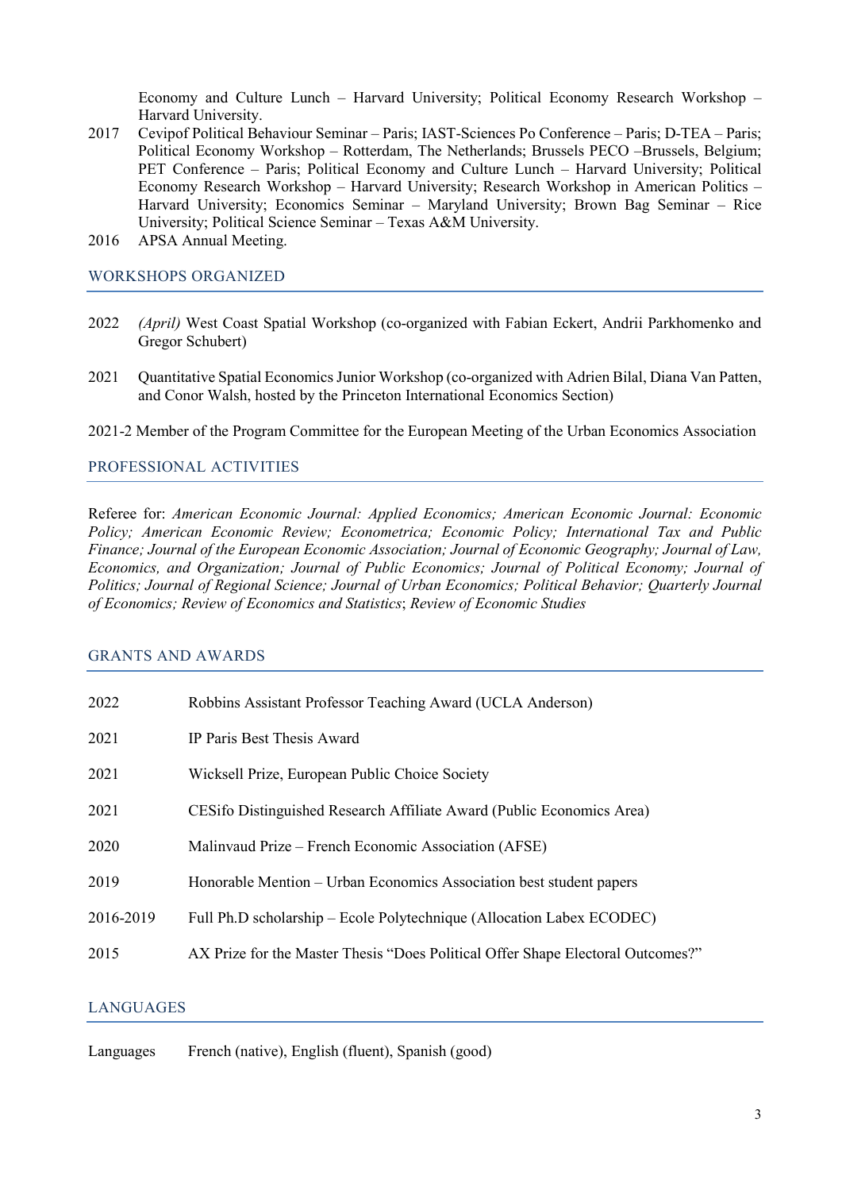Economy and Culture Lunch – Harvard University; Political Economy Research Workshop – Harvard University.

2017 Cevipof Political Behaviour Seminar – Paris; IAST-Sciences Po Conference – Paris; D-TEA – Paris; Political Economy Workshop – Rotterdam, The Netherlands; Brussels PECO –Brussels, Belgium; PET Conference – Paris; Political Economy and Culture Lunch – Harvard University; Political Economy Research Workshop – Harvard University; Research Workshop in American Politics – Harvard University; Economics Seminar – Maryland University; Brown Bag Seminar – Rice University; Political Science Seminar – Texas A&M University.

2016 APSA Annual Meeting.

## WORKSHOPS ORGANIZED

2022 *(April)* West Coast Spatial Workshop (co-organized with Fabian Eckert, Andrii Parkhomenko and Gregor Schubert)

2021 Quantitative Spatial Economics Junior Workshop (co-organized with Adrien Bilal, Diana Van Patten, and Conor Walsh, hosted by the Princeton International Economics Section)

2021-2 Member of the Program Committee for the European Meeting of the Urban Economics Association

## PROFESSIONAL ACTIVITIES

Referee for: *American Economic Journal: Applied Economics; American Economic Journal: Economic Policy; American Economic Review; Econometrica; Economic Policy; International Tax and Public Finance; Journal of the European Economic Association; Journal of Economic Geography; Journal of Law, Economics, and Organization; Journal of Public Economics; Journal of Political Economy; Journal of Politics; Journal of Regional Science; Journal of Urban Economics; Political Behavior; Quarterly Journal of Economics; Review of Economics and Statistics*; *Review of Economic Studies*

## GRANTS AND AWARDS

| | |
|---|---|
| 2022 | Robbins Assistant Professor Teaching Award (UCLA Anderson) |
| 2021 | IP Paris Best Thesis Award |
| 2021 | Wicksell Prize, European Public Choice Society |
| 2021 | CESifo Distinguished Research Affiliate Award (Public Economics Area) |
| 2020 | Malinvaud Prize – French Economic Association (AFSE) |
| 2019 | Honorable Mention – Urban Economics Association best student papers |
| 2016-2019 | Full Ph.D scholarship – Ecole Polytechnique (Allocation Labex ECODEC) |
| 2015 | AX Prize for the Master Thesis "Does Political Offer Shape Electoral Outcomes?" |

## LANGUAGES

Languages French (native), English (fluent), Spanish (good)